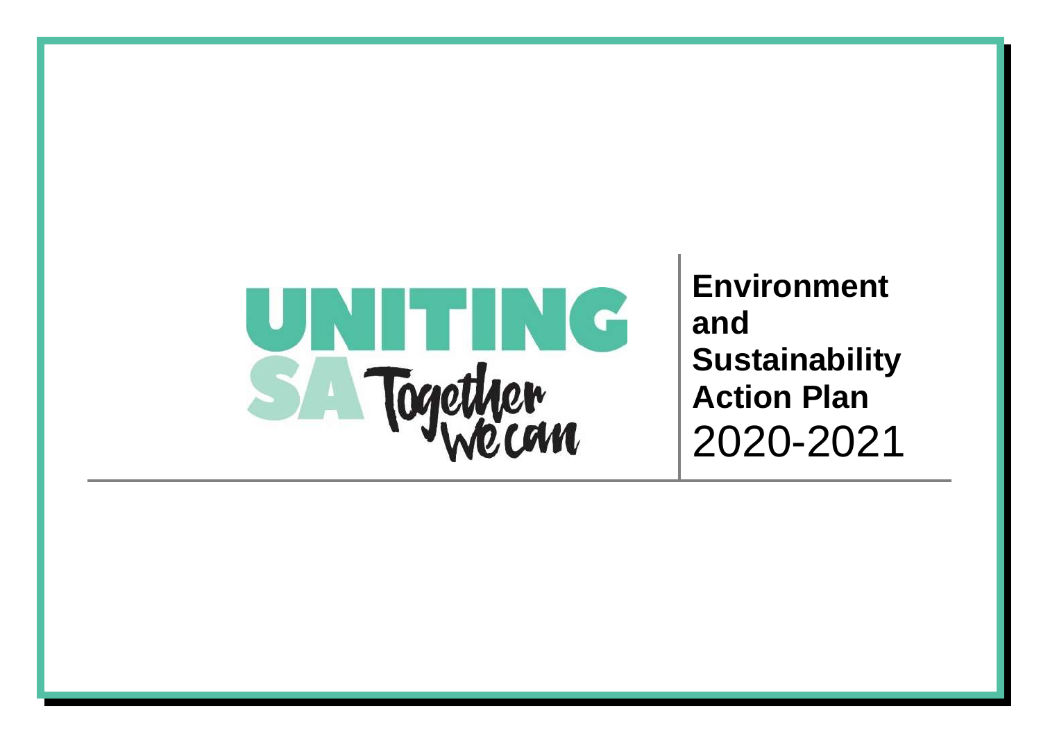UNITING SA Together we can

# Environment and Sustainability Action Plan 2020-2021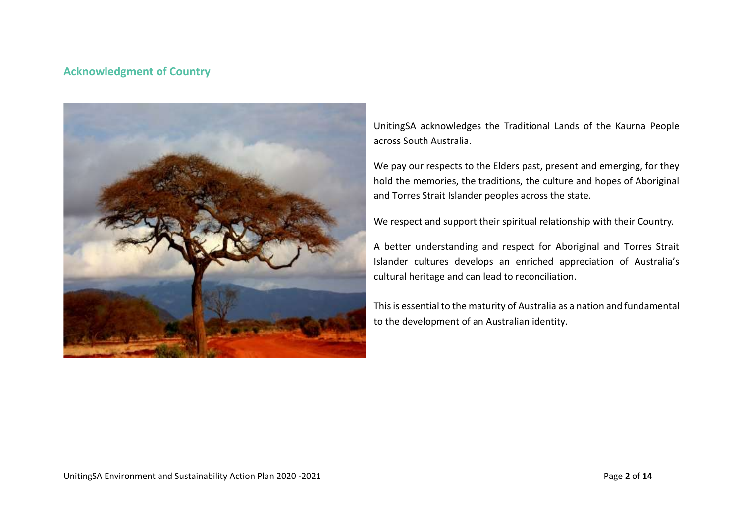## Acknowledgment of Country

UnitingSA acknowledges the Traditional Lands of the Kaurna People across South Australia.

We pay our respects to the Elders past, present and emerging, for they hold the memories, the traditions, the culture and hopes of Aboriginal and Torres Strait Islander peoples across the state.

We respect and support their spiritual relationship with their Country.

A better understanding and respect for Aboriginal and Torres Strait Islander cultures develops an enriched appreciation of Australia's cultural heritage and can lead to reconciliation.

This is essential to the maturity of Australia as a nation and fundamental to the development of an Australian identity.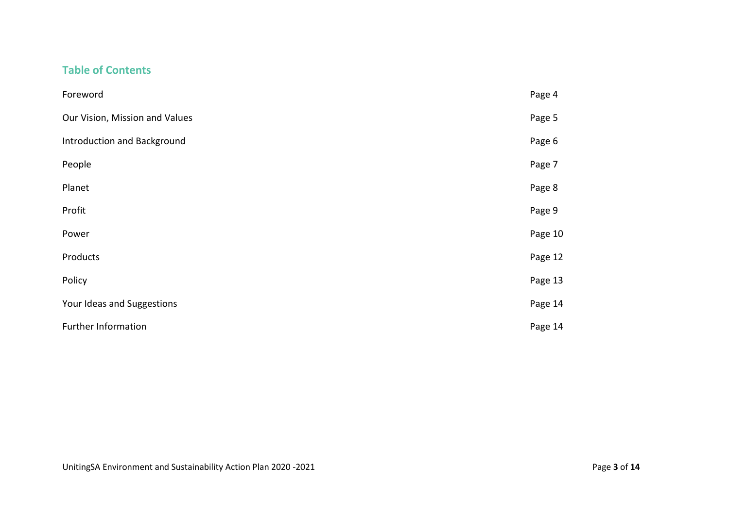## Table of Contents

| | |
|---|---|
| Foreword | Page 4 |
| Our Vision, Mission and Values | Page 5 |
| Introduction and Background | Page 6 |
| People | Page 7 |
| Planet | Page 8 |
| Profit | Page 9 |
| Power | Page 10 |
| Products | Page 12 |
| Policy | Page 13 |
| Your Ideas and Suggestions | Page 14 |
| Further Information | Page 14 |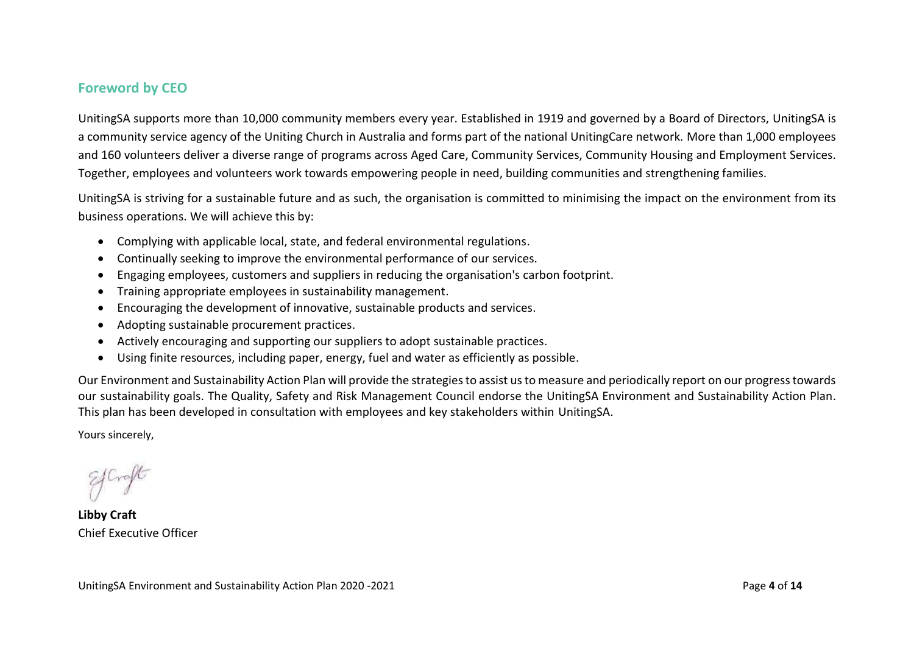## Foreword by CEO

UnitingSA supports more than 10,000 community members every year. Established in 1919 and governed by a Board of Directors, UnitingSA is a community service agency of the Uniting Church in Australia and forms part of the national UnitingCare network. More than 1,000 employees and 160 volunteers deliver a diverse range of programs across Aged Care, Community Services, Community Housing and Employment Services. Together, employees and volunteers work towards empowering people in need, building communities and strengthening families.

UnitingSA is striving for a sustainable future and as such, the organisation is committed to minimising the impact on the environment from its business operations. We will achieve this by:

- Complying with applicable local, state, and federal environmental regulations.
- Continually seeking to improve the environmental performance of our services.
- Engaging employees, customers and suppliers in reducing the organisation's carbon footprint.
- Training appropriate employees in sustainability management.
- Encouraging the development of innovative, sustainable products and services.
- Adopting sustainable procurement practices.
- Actively encouraging and supporting our suppliers to adopt sustainable practices.
- Using finite resources, including paper, energy, fuel and water as efficiently as possible.

Our Environment and Sustainability Action Plan will provide the strategies to assist us to measure and periodically report on our progress towards our sustainability goals. The Quality, Safety and Risk Management Council endorse the UnitingSA Environment and Sustainability Action Plan. This plan has been developed in consultation with employees and key stakeholders within UnitingSA.

Yours sincerely,

**Libby Craft**
Chief Executive Officer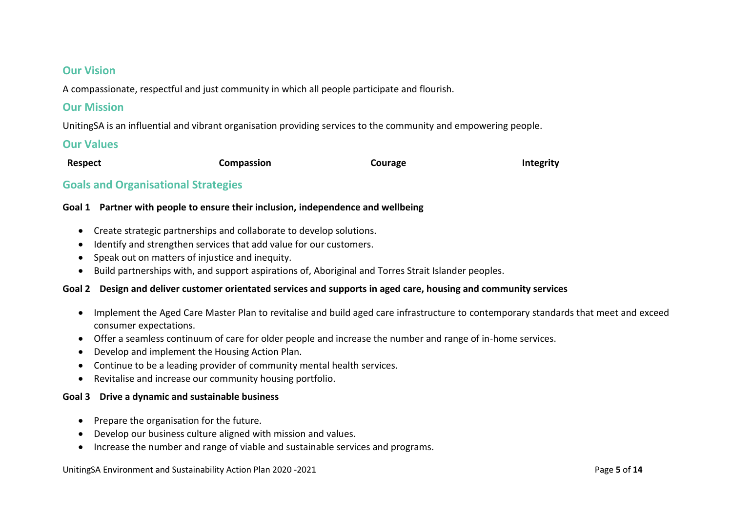## Our Vision

A compassionate, respectful and just community in which all people participate and flourish.

## Our Mission

UnitingSA is an influential and vibrant organisation providing services to the community and empowering people.

## Our Values

| Respect | Compassion | Courage | Integrity |
|---|---|---|---|

## Goals and Organisational Strategies

**Goal 1 Partner with people to ensure their inclusion, independence and wellbeing**

- Create strategic partnerships and collaborate to develop solutions.
- Identify and strengthen services that add value for our customers.
- Speak out on matters of injustice and inequity.
- Build partnerships with, and support aspirations of, Aboriginal and Torres Strait Islander peoples.

**Goal 2 Design and deliver customer orientated services and supports in aged care, housing and community services**

- Implement the Aged Care Master Plan to revitalise and build aged care infrastructure to contemporary standards that meet and exceed consumer expectations.
- Offer a seamless continuum of care for older people and increase the number and range of in-home services.
- Develop and implement the Housing Action Plan.
- Continue to be a leading provider of community mental health services.
- Revitalise and increase our community housing portfolio.

**Goal 3 Drive a dynamic and sustainable business**

- Prepare the organisation for the future.
- Develop our business culture aligned with mission and values.
- Increase the number and range of viable and sustainable services and programs.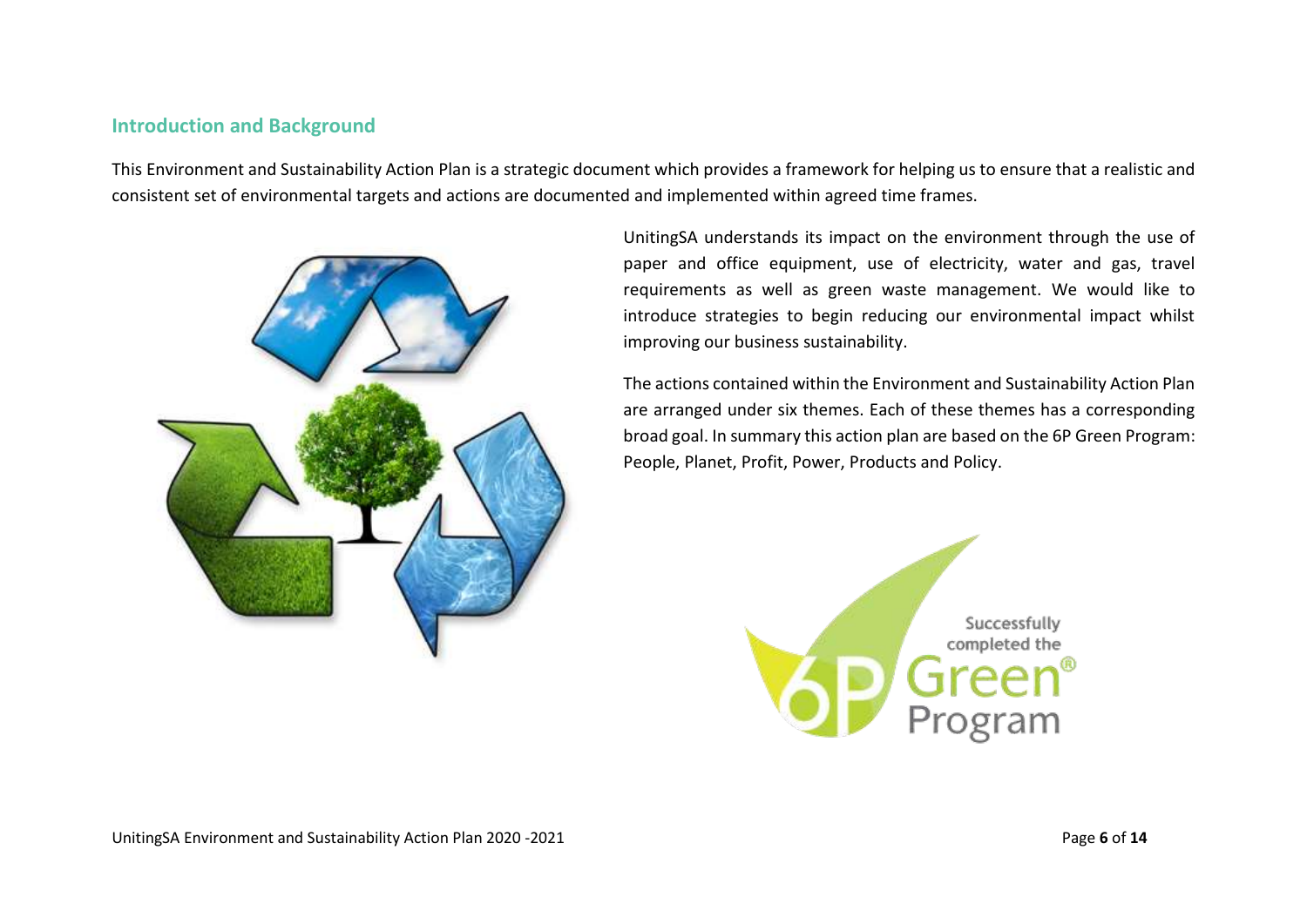## Introduction and Background

This Environment and Sustainability Action Plan is a strategic document which provides a framework for helping us to ensure that a realistic and consistent set of environmental targets and actions are documented and implemented within agreed time frames.

UnitingSA understands its impact on the environment through the use of paper and office equipment, use of electricity, water and gas, travel requirements as well as green waste management. We would like to introduce strategies to begin reducing our environmental impact whilst improving our business sustainability.

The actions contained within the Environment and Sustainability Action Plan are arranged under six themes. Each of these themes has a corresponding broad goal. In summary this action plan are based on the 6P Green Program: People, Planet, Profit, Power, Products and Policy.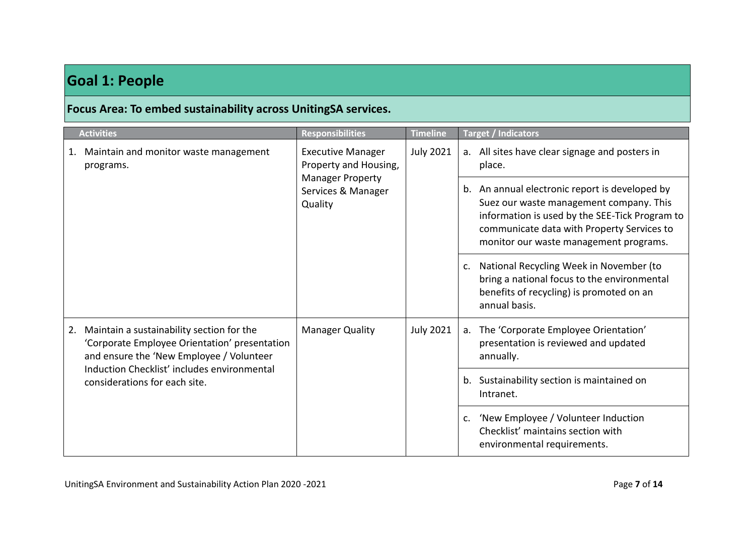## Goal 1: People

### Focus Area: To embed sustainability across UnitingSA services.

| Activities | Responsibilities | Timeline | Target / Indicators |
|---|---|---|---|
| 1. Maintain and monitor waste management programs. | Executive Manager Property and Housing, Manager Property Services & Manager Quality | July 2021 | a. All sites have clear signage and posters in place. |
| | | | b. An annual electronic report is developed by Suez our waste management company. This information is used by the SEE-Tick Program to communicate data with Property Services to monitor our waste management programs. |
| | | | c. National Recycling Week in November (to bring a national focus to the environmental benefits of recycling) is promoted on an annual basis. |
| 2. Maintain a sustainability section for the 'Corporate Employee Orientation' presentation and ensure the 'New Employee / Volunteer Induction Checklist' includes environmental considerations for each site. | Manager Quality | July 2021 | a. The 'Corporate Employee Orientation' presentation is reviewed and updated annually. |
| | | | b. Sustainability section is maintained on Intranet. |
| | | | c. 'New Employee / Volunteer Induction Checklist' maintains section with environmental requirements. |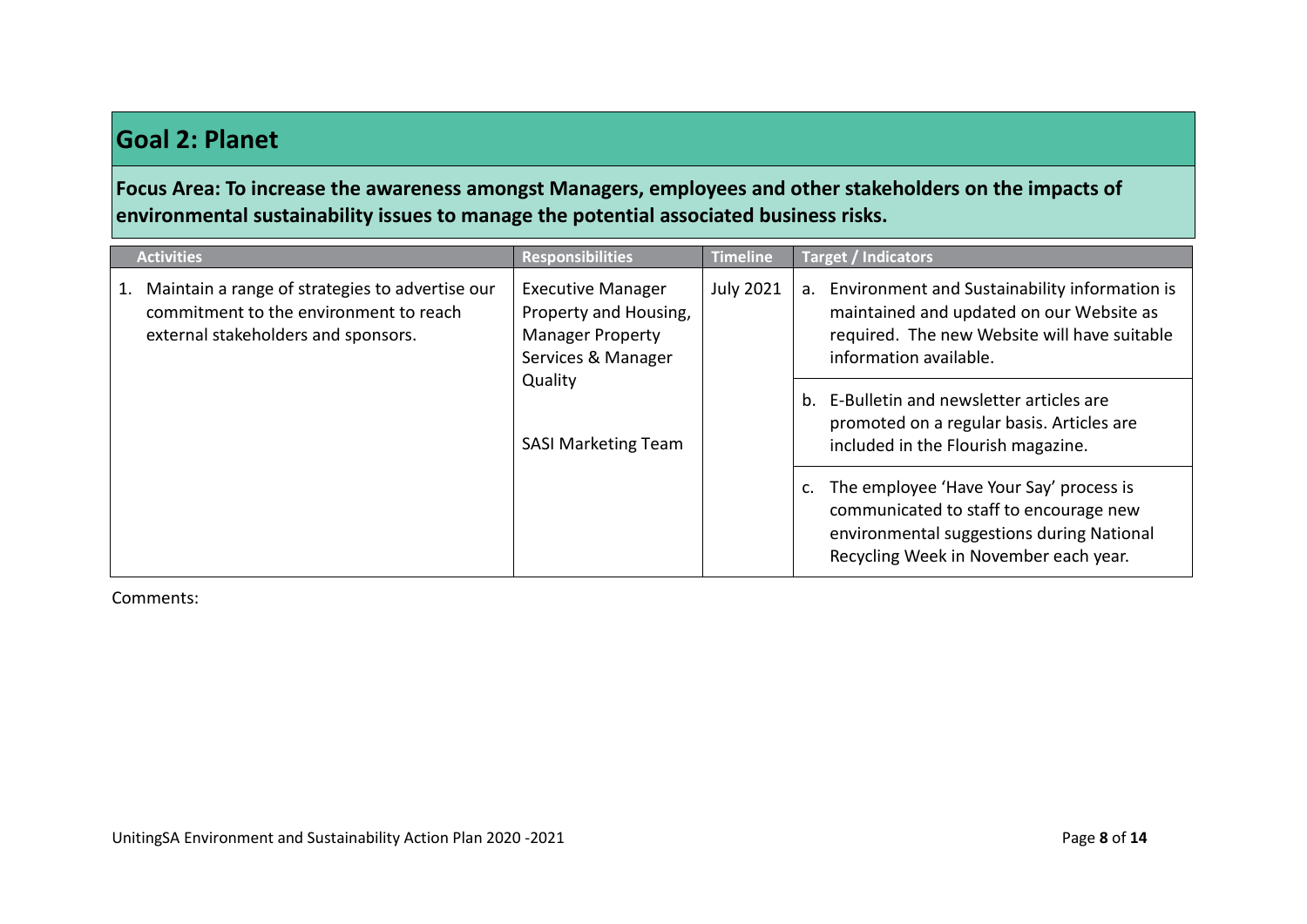## Goal 2: Planet

**Focus Area: To increase the awareness amongst Managers, employees and other stakeholders on the impacts of environmental sustainability issues to manage the potential associated business risks.**

| Activities | Responsibilities | Timeline | Target / Indicators |
|---|---|---|---|
| 1. Maintain a range of strategies to advertise our commitment to the environment to reach external stakeholders and sponsors. | Executive Manager Property and Housing, Manager Property Services & Manager Quality<br><br>SASI Marketing Team | July 2021 | a. Environment and Sustainability information is maintained and updated on our Website as required. The new Website will have suitable information available. |
| | | | b. E-Bulletin and newsletter articles are promoted on a regular basis. Articles are included in the Flourish magazine. |
| | | | c. The employee 'Have Your Say' process is communicated to staff to encourage new environmental suggestions during National Recycling Week in November each year. |

Comments: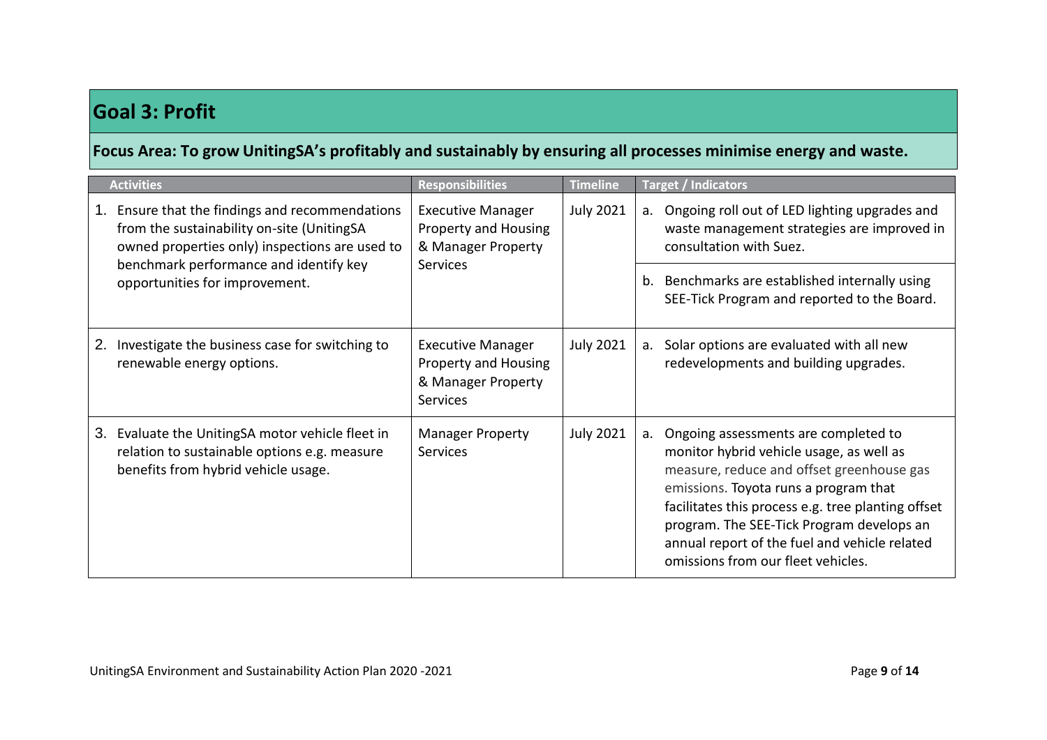# Goal 3: Profit

## Focus Area: To grow UnitingSA's profitably and sustainably by ensuring all processes minimise energy and waste.

| Activities | Responsibilities | Timeline | Target / Indicators |
| --- | --- | --- | --- |
| 1. Ensure that the findings and recommendations from the sustainability on-site (UnitingSA owned properties only) inspections are used to benchmark performance and identify key opportunities for improvement. | Executive Manager Property and Housing & Manager Property Services | July 2021 | a. Ongoing roll out of LED lighting upgrades and waste management strategies are improved in consultation with Suez. |
| | | | b. Benchmarks are established internally using SEE-Tick Program and reported to the Board. |
| 2. Investigate the business case for switching to renewable energy options. | Executive Manager Property and Housing & Manager Property Services | July 2021 | a. Solar options are evaluated with all new redevelopments and building upgrades. |
| 3. Evaluate the UnitingSA motor vehicle fleet in relation to sustainable options e.g. measure benefits from hybrid vehicle usage. | Manager Property Services | July 2021 | a. Ongoing assessments are completed to monitor hybrid vehicle usage, as well as measure, reduce and offset greenhouse gas emissions. Toyota runs a program that facilitates this process e.g. tree planting offset program. The SEE-Tick Program develops an annual report of the fuel and vehicle related omissions from our fleet vehicles. |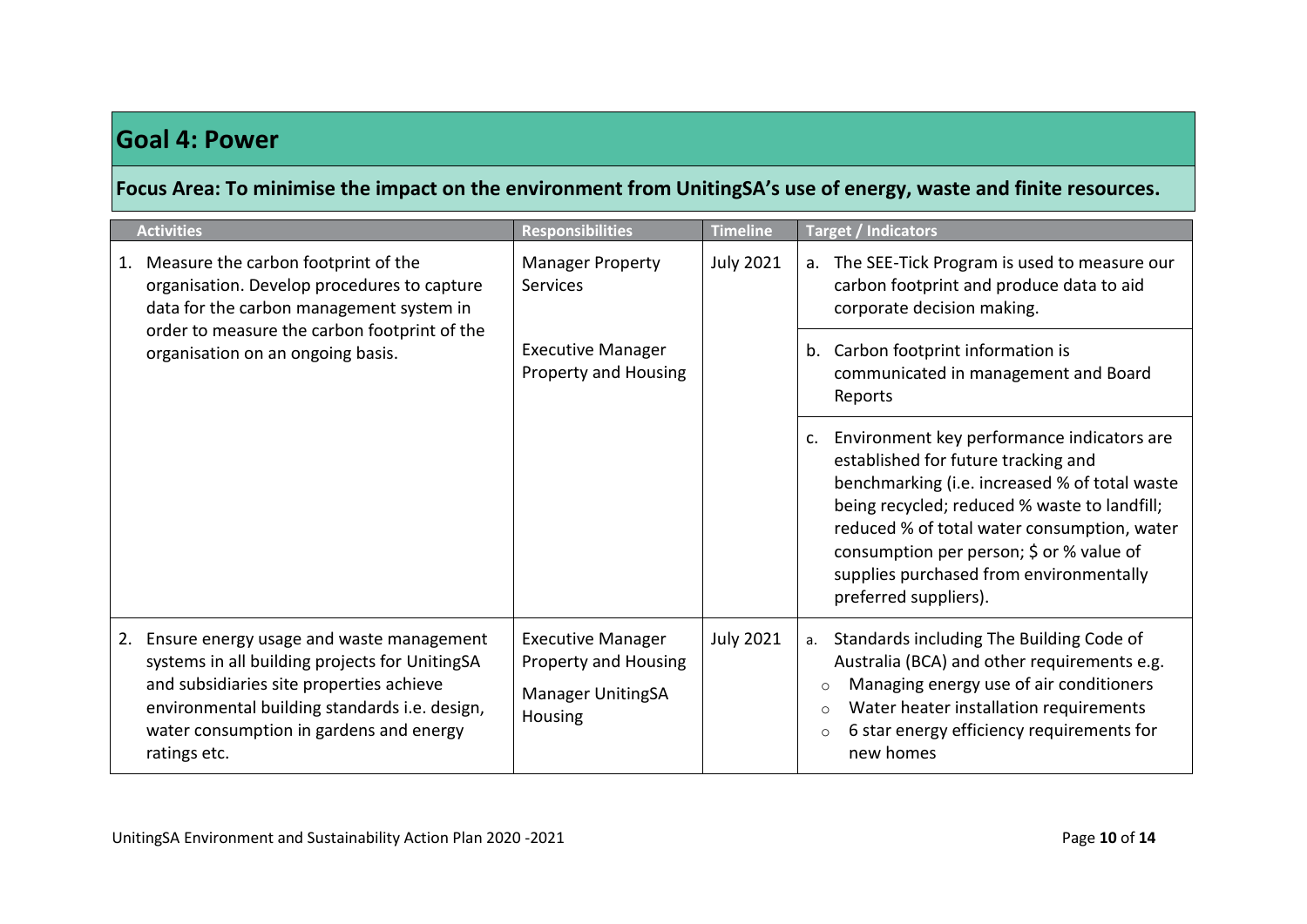## Goal 4: Power

**Focus Area: To minimise the impact on the environment from UnitingSA's use of energy, waste and finite resources.**

| Activities | Responsibilities | Timeline | Target / Indicators |
|---|---|---|---|
| 1. Measure the carbon footprint of the organisation. Develop procedures to capture data for the carbon management system in order to measure the carbon footprint of the organisation on an ongoing basis. | Manager Property Services<br><br>Executive Manager Property and Housing | July 2021 | a. The SEE-Tick Program is used to measure our carbon footprint and produce data to aid corporate decision making. |
| | | | b. Carbon footprint information is communicated in management and Board Reports |
| | | | c. Environment key performance indicators are established for future tracking and benchmarking (i.e. increased % of total waste being recycled; reduced % waste to landfill; reduced % of total water consumption, water consumption per person; $ or % value of supplies purchased from environmentally preferred suppliers). |
| 2. Ensure energy usage and waste management systems in all building projects for UnitingSA and subsidiaries site properties achieve environmental building standards i.e. design, water consumption in gardens and energy ratings etc. | Executive Manager Property and Housing<br><br>Manager UnitingSA Housing | July 2021 | a. Standards including The Building Code of Australia (BCA) and other requirements e.g.<br>◦ Managing energy use of air conditioners<br>◦ Water heater installation requirements<br>◦ 6 star energy efficiency requirements for new homes |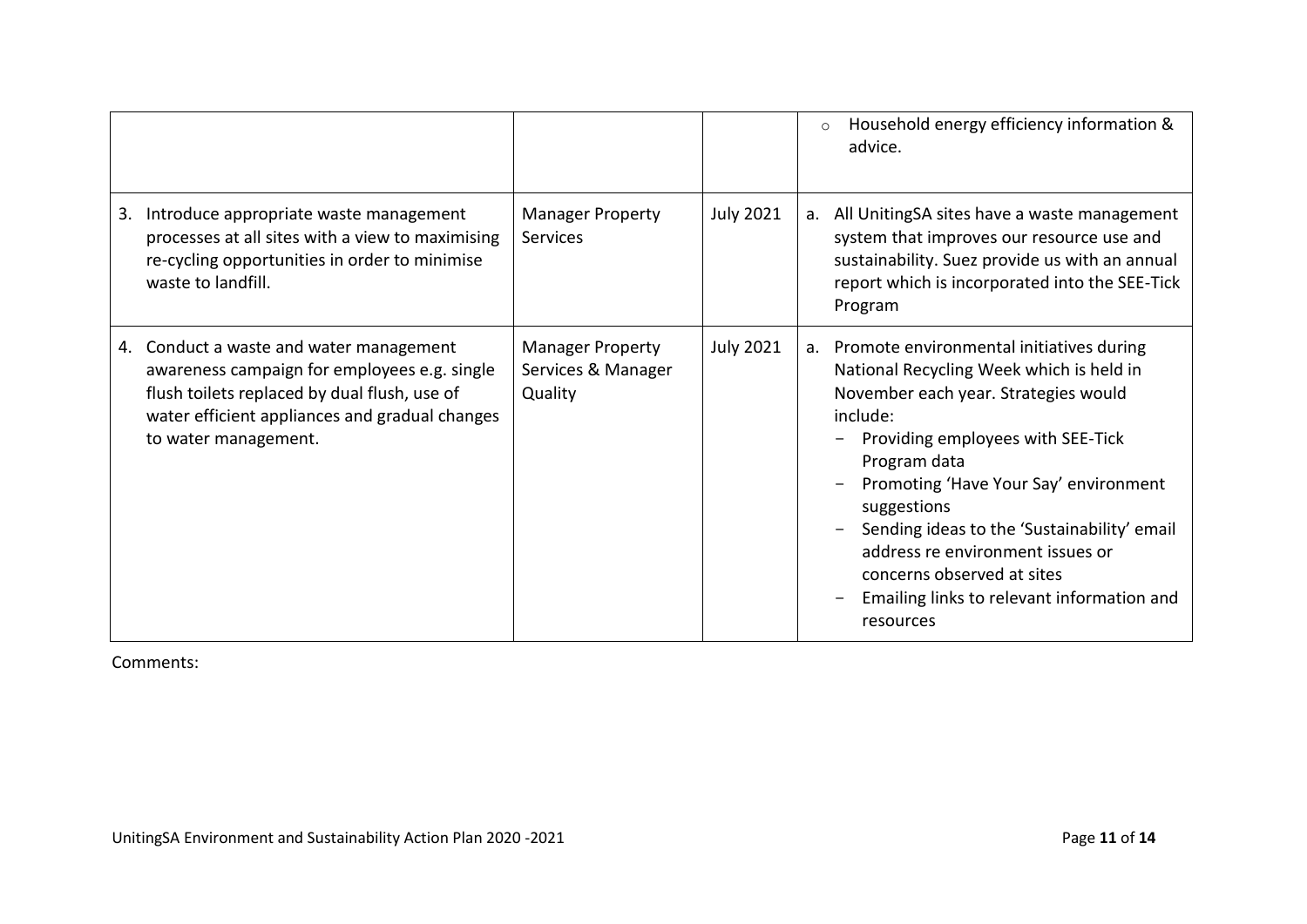| | | | |
|---|---|---|---|
| | | | ○ Household energy efficiency information & advice. |
| 3. Introduce appropriate waste management processes at all sites with a view to maximising re-cycling opportunities in order to minimise waste to landfill. | Manager Property Services | July 2021 | a. All UnitingSA sites have a waste management system that improves our resource use and sustainability. Suez provide us with an annual report which is incorporated into the SEE-Tick Program |
| 4. Conduct a waste and water management awareness campaign for employees e.g. single flush toilets replaced by dual flush, use of water efficient appliances and gradual changes to water management. | Manager Property Services & Manager Quality | July 2021 | a. Promote environmental initiatives during National Recycling Week which is held in November each year. Strategies would include: <br>- Providing employees with SEE-Tick Program data<br>- Promoting 'Have Your Say' environment suggestions<br>- Sending ideas to the 'Sustainability' email address re environment issues or concerns observed at sites<br>- Emailing links to relevant information and resources |

Comments: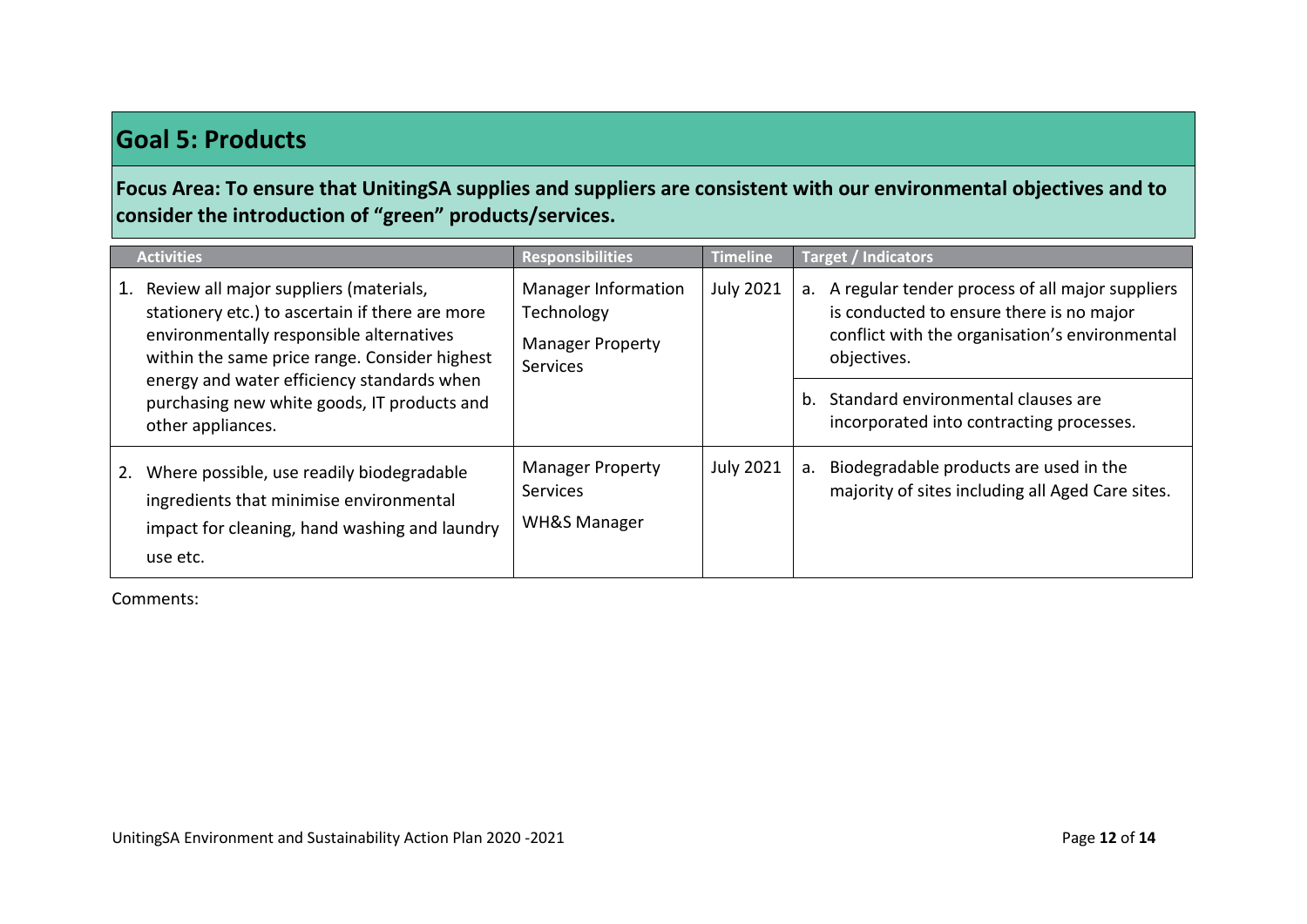## Goal 5: Products

**Focus Area: To ensure that UnitingSA supplies and suppliers are consistent with our environmental objectives and to consider the introduction of "green" products/services.**

| Activities | Responsibilities | Timeline | Target / Indicators |
|---|---|---|---|
| 1. Review all major suppliers (materials, stationery etc.) to ascertain if there are more environmentally responsible alternatives within the same price range. Consider highest energy and water efficiency standards when purchasing new white goods, IT products and other appliances. | Manager Information Technology<br>Manager Property Services | July 2021 | a. A regular tender process of all major suppliers is conducted to ensure there is no major conflict with the organisation's environmental objectives.<br>b. Standard environmental clauses are incorporated into contracting processes. |
| 2. Where possible, use readily biodegradable ingredients that minimise environmental impact for cleaning, hand washing and laundry use etc. | Manager Property Services<br>WH&S Manager | July 2021 | a. Biodegradable products are used in the majority of sites including all Aged Care sites. |

Comments: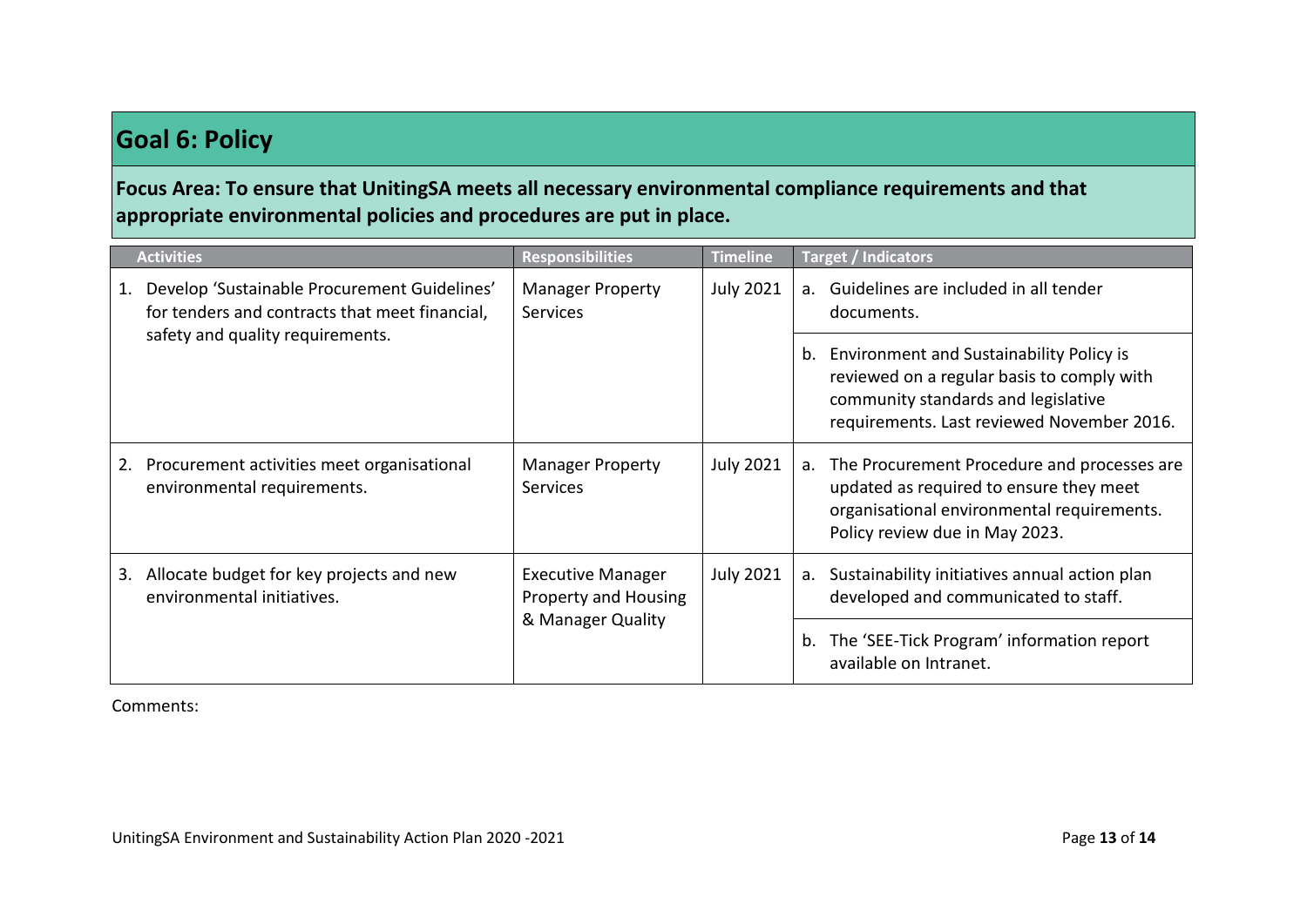## Goal 6: Policy

**Focus Area: To ensure that UnitingSA meets all necessary environmental compliance requirements and that appropriate environmental policies and procedures are put in place.**

| Activities | Responsibilities | Timeline | Target / Indicators |
|---|---|---|---|
| 1. Develop 'Sustainable Procurement Guidelines' for tenders and contracts that meet financial, safety and quality requirements. | Manager Property Services | July 2021 | a. Guidelines are included in all tender documents. |
| | | | b. Environment and Sustainability Policy is reviewed on a regular basis to comply with community standards and legislative requirements. Last reviewed November 2016. |
| 2. Procurement activities meet organisational environmental requirements. | Manager Property Services | July 2021 | a. The Procurement Procedure and processes are updated as required to ensure they meet organisational environmental requirements. Policy review due in May 2023. |
| 3. Allocate budget for key projects and new environmental initiatives. | Executive Manager Property and Housing & Manager Quality | July 2021 | a. Sustainability initiatives annual action plan developed and communicated to staff. |
| | | | b. The 'SEE-Tick Program' information report available on Intranet. |

Comments: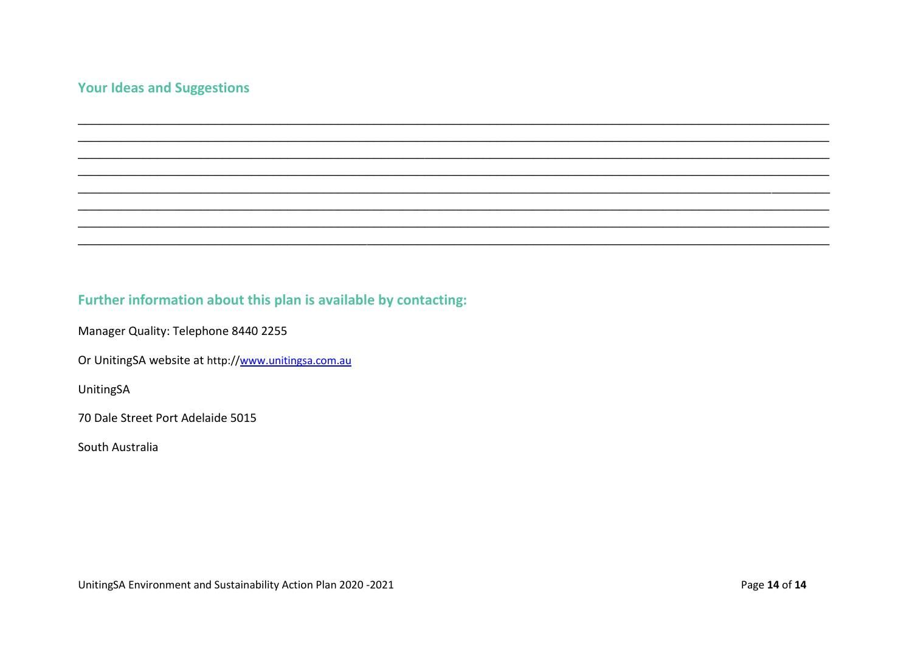## Your Ideas and Suggestions

________________________________________________________________________________________________________________
________________________________________________________________________________________________________________
________________________________________________________________________________________________________________
________________________________________________________________________________________________________________
________________________________________________________________________________________________________________
________________________________________________________________________________________________________________
________________________________________________________________________________________________________________
________________________________________________________________________________________________________________

## Further information about this plan is available by contacting:

Manager Quality: Telephone 8440 2255

Or UnitingSA website at http://www.unitingsa.com.au

UnitingSA

70 Dale Street Port Adelaide 5015

South Australia